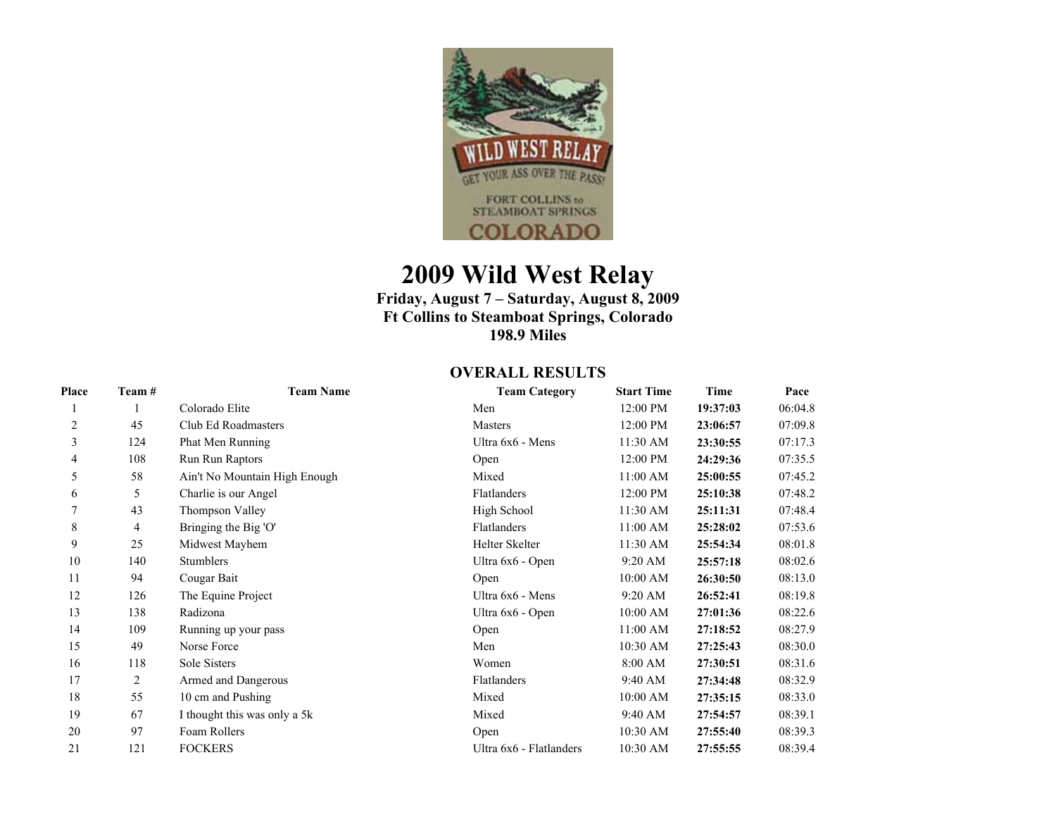# 2009 Wild West Relay

**Friday, August 7 – Saturday, August 8, 2009**
**Ft Collins to Steamboat Springs, Colorado**
**198.9 Miles**

## OVERALL RESULTS

| Place | Team # | Team Name | Team Category | Start Time | Time | Pace |
|---|---|---|---|---|---|---|
| 1 | 1 | Colorado Elite | Men | 12:00 PM | **19:37:03** | 06:04.8 |
| 2 | 45 | Club Ed Roadmasters | Masters | 12:00 PM | **23:06:57** | 07:09.8 |
| 3 | 124 | Phat Men Running | Ultra 6x6 - Mens | 11:30 AM | **23:30:55** | 07:17.3 |
| 4 | 108 | Run Run Raptors | Open | 12:00 PM | **24:29:36** | 07:35.5 |
| 5 | 58 | Ain't No Mountain High Enough | Mixed | 11:00 AM | **25:00:55** | 07:45.2 |
| 6 | 5 | Charlie is our Angel | Flatlanders | 12:00 PM | **25:10:38** | 07:48.2 |
| 7 | 43 | Thompson Valley | High School | 11:30 AM | **25:11:31** | 07:48.4 |
| 8 | 4 | Bringing the Big 'O' | Flatlanders | 11:00 AM | **25:28:02** | 07:53.6 |
| 9 | 25 | Midwest Mayhem | Helter Skelter | 11:30 AM | **25:54:34** | 08:01.8 |
| 10 | 140 | Stumblers | Ultra 6x6 - Open | 9:20 AM | **25:57:18** | 08:02.6 |
| 11 | 94 | Cougar Bait | Open | 10:00 AM | **26:30:50** | 08:13.0 |
| 12 | 126 | The Equine Project | Ultra 6x6 - Mens | 9:20 AM | **26:52:41** | 08:19.8 |
| 13 | 138 | Radizona | Ultra 6x6 - Open | 10:00 AM | **27:01:36** | 08:22.6 |
| 14 | 109 | Running up your pass | Open | 11:00 AM | **27:18:52** | 08:27.9 |
| 15 | 49 | Norse Force | Men | 10:30 AM | **27:25:43** | 08:30.0 |
| 16 | 118 | Sole Sisters | Women | 8:00 AM | **27:30:51** | 08:31.6 |
| 17 | 2 | Armed and Dangerous | Flatlanders | 9:40 AM | **27:34:48** | 08:32.9 |
| 18 | 55 | 10 cm and Pushing | Mixed | 10:00 AM | **27:35:15** | 08:33.0 |
| 19 | 67 | I thought this was only a 5k | Mixed | 9:40 AM | **27:54:57** | 08:39.1 |
| 20 | 97 | Foam Rollers | Open | 10:30 AM | **27:55:40** | 08:39.3 |
| 21 | 121 | FOCKERS | Ultra 6x6 - Flatlanders | 10:30 AM | **27:55:55** | 08:39.4 |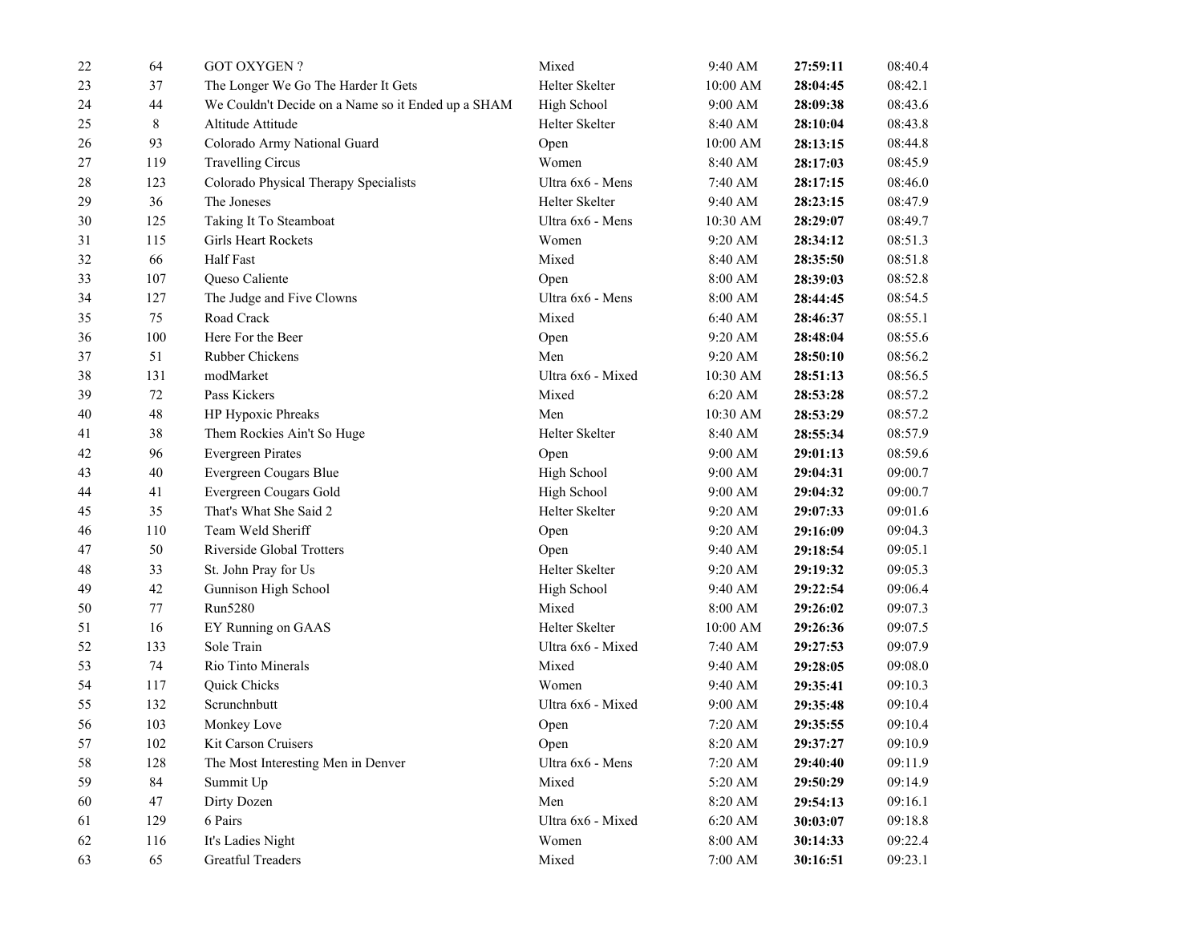| | | | | | | |
|---|---|---|---|---|---|---|
| 22 | 64 | GOT OXYGEN ? | Mixed | 9:40 AM | **27:59:11** | 08:40.4 |
| 23 | 37 | The Longer We Go The Harder It Gets | Helter Skelter | 10:00 AM | **28:04:45** | 08:42.1 |
| 24 | 44 | We Couldn't Decide on a Name so it Ended up a SHAM | High School | 9:00 AM | **28:09:38** | 08:43.6 |
| 25 | 8 | Altitude Attitude | Helter Skelter | 8:40 AM | **28:10:04** | 08:43.8 |
| 26 | 93 | Colorado Army National Guard | Open | 10:00 AM | **28:13:15** | 08:44.8 |
| 27 | 119 | Travelling Circus | Women | 8:40 AM | **28:17:03** | 08:45.9 |
| 28 | 123 | Colorado Physical Therapy Specialists | Ultra 6x6 - Mens | 7:40 AM | **28:17:15** | 08:46.0 |
| 29 | 36 | The Joneses | Helter Skelter | 9:40 AM | **28:23:15** | 08:47.9 |
| 30 | 125 | Taking It To Steamboat | Ultra 6x6 - Mens | 10:30 AM | **28:29:07** | 08:49.7 |
| 31 | 115 | Girls Heart Rockets | Women | 9:20 AM | **28:34:12** | 08:51.3 |
| 32 | 66 | Half Fast | Mixed | 8:40 AM | **28:35:50** | 08:51.8 |
| 33 | 107 | Queso Caliente | Open | 8:00 AM | **28:39:03** | 08:52.8 |
| 34 | 127 | The Judge and Five Clowns | Ultra 6x6 - Mens | 8:00 AM | **28:44:45** | 08:54.5 |
| 35 | 75 | Road Crack | Mixed | 6:40 AM | **28:46:37** | 08:55.1 |
| 36 | 100 | Here For the Beer | Open | 9:20 AM | **28:48:04** | 08:55.6 |
| 37 | 51 | Rubber Chickens | Men | 9:20 AM | **28:50:10** | 08:56.2 |
| 38 | 131 | modMarket | Ultra 6x6 - Mixed | 10:30 AM | **28:51:13** | 08:56.5 |
| 39 | 72 | Pass Kickers | Mixed | 6:20 AM | **28:53:28** | 08:57.2 |
| 40 | 48 | HP Hypoxic Phreaks | Men | 10:30 AM | **28:53:29** | 08:57.2 |
| 41 | 38 | Them Rockies Ain't So Huge | Helter Skelter | 8:40 AM | **28:55:34** | 08:57.9 |
| 42 | 96 | Evergreen Pirates | Open | 9:00 AM | **29:01:13** | 08:59.6 |
| 43 | 40 | Evergreen Cougars Blue | High School | 9:00 AM | **29:04:31** | 09:00.7 |
| 44 | 41 | Evergreen Cougars Gold | High School | 9:00 AM | **29:04:32** | 09:00.7 |
| 45 | 35 | That's What She Said 2 | Helter Skelter | 9:20 AM | **29:07:33** | 09:01.6 |
| 46 | 110 | Team Weld Sheriff | Open | 9:20 AM | **29:16:09** | 09:04.3 |
| 47 | 50 | Riverside Global Trotters | Open | 9:40 AM | **29:18:54** | 09:05.1 |
| 48 | 33 | St. John Pray for Us | Helter Skelter | 9:20 AM | **29:19:32** | 09:05.3 |
| 49 | 42 | Gunnison High School | High School | 9:40 AM | **29:22:54** | 09:06.4 |
| 50 | 77 | Run5280 | Mixed | 8:00 AM | **29:26:02** | 09:07.3 |
| 51 | 16 | EY Running on GAAS | Helter Skelter | 10:00 AM | **29:26:36** | 09:07.5 |
| 52 | 133 | Sole Train | Ultra 6x6 - Mixed | 7:40 AM | **29:27:53** | 09:07.9 |
| 53 | 74 | Rio Tinto Minerals | Mixed | 9:40 AM | **29:28:05** | 09:08.0 |
| 54 | 117 | Quick Chicks | Women | 9:40 AM | **29:35:41** | 09:10.3 |
| 55 | 132 | Scrunchnbutt | Ultra 6x6 - Mixed | 9:00 AM | **29:35:48** | 09:10.4 |
| 56 | 103 | Monkey Love | Open | 7:20 AM | **29:35:55** | 09:10.4 |
| 57 | 102 | Kit Carson Cruisers | Open | 8:20 AM | **29:37:27** | 09:10.9 |
| 58 | 128 | The Most Interesting Men in Denver | Ultra 6x6 - Mens | 7:20 AM | **29:40:40** | 09:11.9 |
| 59 | 84 | Summit Up | Mixed | 5:20 AM | **29:50:29** | 09:14.9 |
| 60 | 47 | Dirty Dozen | Men | 8:20 AM | **29:54:13** | 09:16.1 |
| 61 | 129 | 6 Pairs | Ultra 6x6 - Mixed | 6:20 AM | **30:03:07** | 09:18.8 |
| 62 | 116 | It's Ladies Night | Women | 8:00 AM | **30:14:33** | 09:22.4 |
| 63 | 65 | Greatful Treaders | Mixed | 7:00 AM | **30:16:51** | 09:23.1 |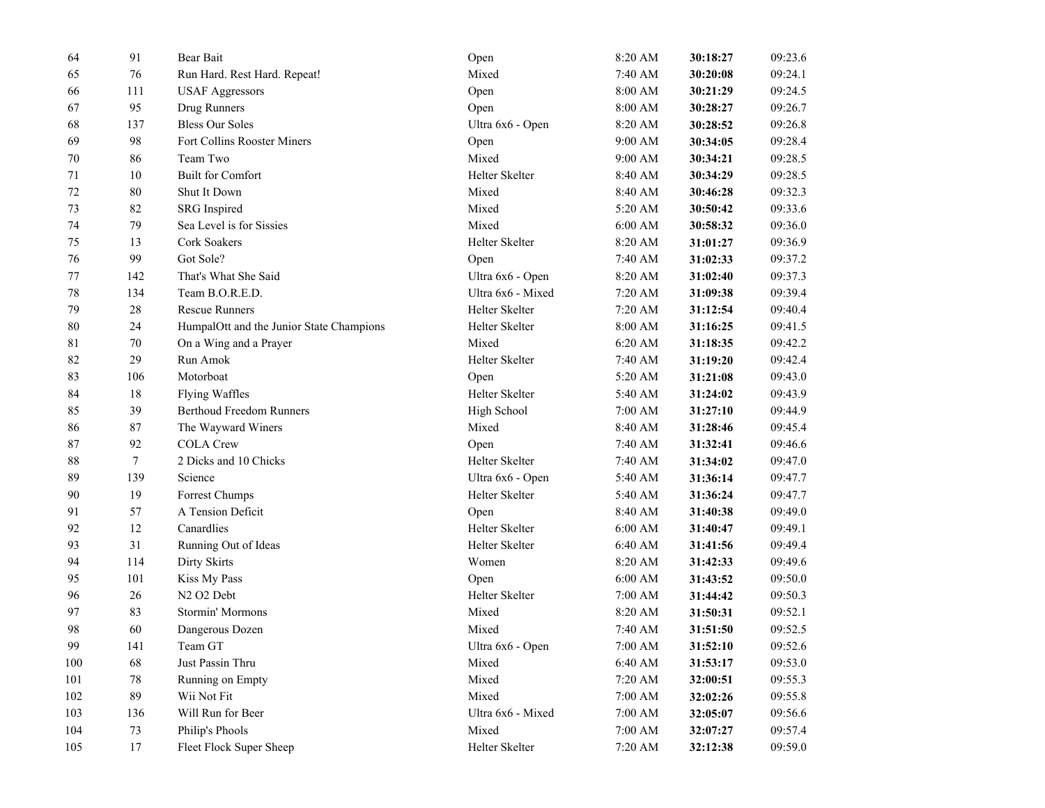| | | | | | | |
|---|---|---|---|---|---|---|
| 64 | 91 | Bear Bait | Open | 8:20 AM | **30:18:27** | 09:23.6 |
| 65 | 76 | Run Hard. Rest Hard. Repeat! | Mixed | 7:40 AM | **30:20:08** | 09:24.1 |
| 66 | 111 | USAF Aggressors | Open | 8:00 AM | **30:21:29** | 09:24.5 |
| 67 | 95 | Drug Runners | Open | 8:00 AM | **30:28:27** | 09:26.7 |
| 68 | 137 | Bless Our Soles | Ultra 6x6 - Open | 8:20 AM | **30:28:52** | 09:26.8 |
| 69 | 98 | Fort Collins Rooster Miners | Open | 9:00 AM | **30:34:05** | 09:28.4 |
| 70 | 86 | Team Two | Mixed | 9:00 AM | **30:34:21** | 09:28.5 |
| 71 | 10 | Built for Comfort | Helter Skelter | 8:40 AM | **30:34:29** | 09:28.5 |
| 72 | 80 | Shut It Down | Mixed | 8:40 AM | **30:46:28** | 09:32.3 |
| 73 | 82 | SRG Inspired | Mixed | 5:20 AM | **30:50:42** | 09:33.6 |
| 74 | 79 | Sea Level is for Sissies | Mixed | 6:00 AM | **30:58:32** | 09:36.0 |
| 75 | 13 | Cork Soakers | Helter Skelter | 8:20 AM | **31:01:27** | 09:36.9 |
| 76 | 99 | Got Sole? | Open | 7:40 AM | **31:02:33** | 09:37.2 |
| 77 | 142 | That's What She Said | Ultra 6x6 - Open | 8:20 AM | **31:02:40** | 09:37.3 |
| 78 | 134 | Team B.O.R.E.D. | Ultra 6x6 - Mixed | 7:20 AM | **31:09:38** | 09:39.4 |
| 79 | 28 | Rescue Runners | Helter Skelter | 7:20 AM | **31:12:54** | 09:40.4 |
| 80 | 24 | HumpalOtt and the Junior State Champions | Helter Skelter | 8:00 AM | **31:16:25** | 09:41.5 |
| 81 | 70 | On a Wing and a Prayer | Mixed | 6:20 AM | **31:18:35** | 09:42.2 |
| 82 | 29 | Run Amok | Helter Skelter | 7:40 AM | **31:19:20** | 09:42.4 |
| 83 | 106 | Motorboat | Open | 5:20 AM | **31:21:08** | 09:43.0 |
| 84 | 18 | Flying Waffles | Helter Skelter | 5:40 AM | **31:24:02** | 09:43.9 |
| 85 | 39 | Berthoud Freedom Runners | High School | 7:00 AM | **31:27:10** | 09:44.9 |
| 86 | 87 | The Wayward Winers | Mixed | 8:40 AM | **31:28:46** | 09:45.4 |
| 87 | 92 | COLA Crew | Open | 7:40 AM | **31:32:41** | 09:46.6 |
| 88 | 7 | 2 Dicks and 10 Chicks | Helter Skelter | 7:40 AM | **31:34:02** | 09:47.0 |
| 89 | 139 | Science | Ultra 6x6 - Open | 5:40 AM | **31:36:14** | 09:47.7 |
| 90 | 19 | Forrest Chumps | Helter Skelter | 5:40 AM | **31:36:24** | 09:47.7 |
| 91 | 57 | A Tension Deficit | Open | 8:40 AM | **31:40:38** | 09:49.0 |
| 92 | 12 | Canardlies | Helter Skelter | 6:00 AM | **31:40:47** | 09:49.1 |
| 93 | 31 | Running Out of Ideas | Helter Skelter | 6:40 AM | **31:41:56** | 09:49.4 |
| 94 | 114 | Dirty Skirts | Women | 8:20 AM | **31:42:33** | 09:49.6 |
| 95 | 101 | Kiss My Pass | Open | 6:00 AM | **31:43:52** | 09:50.0 |
| 96 | 26 | N2 O2 Debt | Helter Skelter | 7:00 AM | **31:44:42** | 09:50.3 |
| 97 | 83 | Stormin' Mormons | Mixed | 8:20 AM | **31:50:31** | 09:52.1 |
| 98 | 60 | Dangerous Dozen | Mixed | 7:40 AM | **31:51:50** | 09:52.5 |
| 99 | 141 | Team GT | Ultra 6x6 - Open | 7:00 AM | **31:52:10** | 09:52.6 |
| 100 | 68 | Just Passin Thru | Mixed | 6:40 AM | **31:53:17** | 09:53.0 |
| 101 | 78 | Running on Empty | Mixed | 7:20 AM | **32:00:51** | 09:55.3 |
| 102 | 89 | Wii Not Fit | Mixed | 7:00 AM | **32:02:26** | 09:55.8 |
| 103 | 136 | Will Run for Beer | Ultra 6x6 - Mixed | 7:00 AM | **32:05:07** | 09:56.6 |
| 104 | 73 | Philip's Phools | Mixed | 7:00 AM | **32:07:27** | 09:57.4 |
| 105 | 17 | Fleet Flock Super Sheep | Helter Skelter | 7:20 AM | **32:12:38** | 09:59.0 |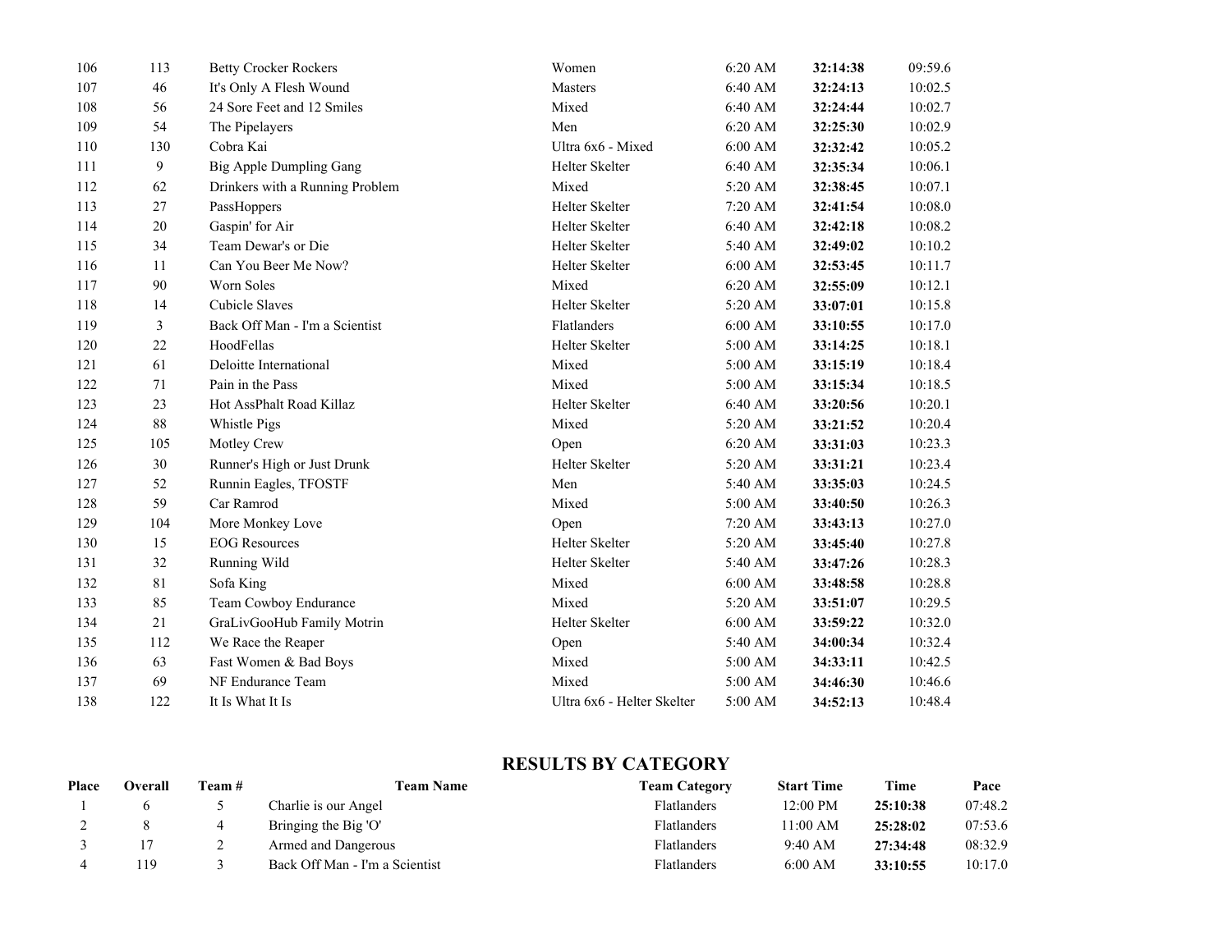| | | | | | | |
|---|---|---|---|---|---|---|
| 106 | 113 | Betty Crocker Rockers | Women | 6:20 AM | **32:14:38** | 09:59.6 |
| 107 | 46 | It's Only A Flesh Wound | Masters | 6:40 AM | **32:24:13** | 10:02.5 |
| 108 | 56 | 24 Sore Feet and 12 Smiles | Mixed | 6:40 AM | **32:24:44** | 10:02.7 |
| 109 | 54 | The Pipelayers | Men | 6:20 AM | **32:25:30** | 10:02.9 |
| 110 | 130 | Cobra Kai | Ultra 6x6 - Mixed | 6:00 AM | **32:32:42** | 10:05.2 |
| 111 | 9 | Big Apple Dumpling Gang | Helter Skelter | 6:40 AM | **32:35:34** | 10:06.1 |
| 112 | 62 | Drinkers with a Running Problem | Mixed | 5:20 AM | **32:38:45** | 10:07.1 |
| 113 | 27 | PassHoppers | Helter Skelter | 7:20 AM | **32:41:54** | 10:08.0 |
| 114 | 20 | Gaspin' for Air | Helter Skelter | 6:40 AM | **32:42:18** | 10:08.2 |
| 115 | 34 | Team Dewar's or Die | Helter Skelter | 5:40 AM | **32:49:02** | 10:10.2 |
| 116 | 11 | Can You Beer Me Now? | Helter Skelter | 6:00 AM | **32:53:45** | 10:11.7 |
| 117 | 90 | Worn Soles | Mixed | 6:20 AM | **32:55:09** | 10:12.1 |
| 118 | 14 | Cubicle Slaves | Helter Skelter | 5:20 AM | **33:07:01** | 10:15.8 |
| 119 | 3 | Back Off Man - I'm a Scientist | Flatlanders | 6:00 AM | **33:10:55** | 10:17.0 |
| 120 | 22 | HoodFellas | Helter Skelter | 5:00 AM | **33:14:25** | 10:18.1 |
| 121 | 61 | Deloitte International | Mixed | 5:00 AM | **33:15:19** | 10:18.4 |
| 122 | 71 | Pain in the Pass | Mixed | 5:00 AM | **33:15:34** | 10:18.5 |
| 123 | 23 | Hot AssPhalt Road Killaz | Helter Skelter | 6:40 AM | **33:20:56** | 10:20.1 |
| 124 | 88 | Whistle Pigs | Mixed | 5:20 AM | **33:21:52** | 10:20.4 |
| 125 | 105 | Motley Crew | Open | 6:20 AM | **33:31:03** | 10:23.3 |
| 126 | 30 | Runner's High or Just Drunk | Helter Skelter | 5:20 AM | **33:31:21** | 10:23.4 |
| 127 | 52 | Runnin Eagles, TFOSTF | Men | 5:40 AM | **33:35:03** | 10:24.5 |
| 128 | 59 | Car Ramrod | Mixed | 5:00 AM | **33:40:50** | 10:26.3 |
| 129 | 104 | More Monkey Love | Open | 7:20 AM | **33:43:13** | 10:27.0 |
| 130 | 15 | EOG Resources | Helter Skelter | 5:20 AM | **33:45:40** | 10:27.8 |
| 131 | 32 | Running Wild | Helter Skelter | 5:40 AM | **33:47:26** | 10:28.3 |
| 132 | 81 | Sofa King | Mixed | 6:00 AM | **33:48:58** | 10:28.8 |
| 133 | 85 | Team Cowboy Endurance | Mixed | 5:20 AM | **33:51:07** | 10:29.5 |
| 134 | 21 | GraLivGooHub Family Motrin | Helter Skelter | 6:00 AM | **33:59:22** | 10:32.0 |
| 135 | 112 | We Race the Reaper | Open | 5:40 AM | **34:00:34** | 10:32.4 |
| 136 | 63 | Fast Women & Bad Boys | Mixed | 5:00 AM | **34:33:11** | 10:42.5 |
| 137 | 69 | NF Endurance Team | Mixed | 5:00 AM | **34:46:30** | 10:46.6 |
| 138 | 122 | It Is What It Is | Ultra 6x6 - Helter Skelter | 5:00 AM | **34:52:13** | 10:48.4 |

## RESULTS BY CATEGORY

| Place | Overall | Team # | Team Name | Team Category | Start Time | Time | Pace |
|---|---|---|---|---|---|---|---|
| 1 | 6 | 5 | Charlie is our Angel | Flatlanders | 12:00 PM | **25:10:38** | 07:48.2 |
| 2 | 8 | 4 | Bringing the Big 'O' | Flatlanders | 11:00 AM | **25:28:02** | 07:53.6 |
| 3 | 17 | 2 | Armed and Dangerous | Flatlanders | 9:40 AM | **27:34:48** | 08:32.9 |
| 4 | 119 | 3 | Back Off Man - I'm a Scientist | Flatlanders | 6:00 AM | **33:10:55** | 10:17.0 |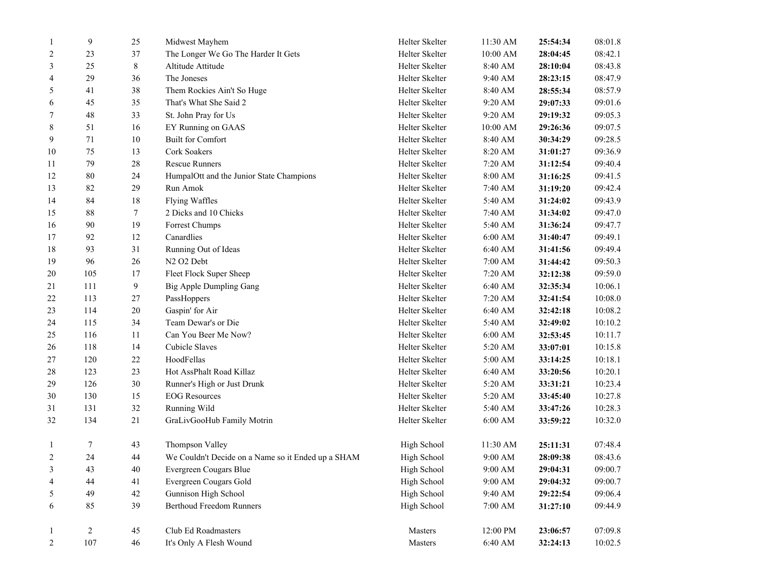| | | | | | | | |
|---|---|---|---|---|---|---|---|
| 1 | 9 | 25 | Midwest Mayhem | Helter Skelter | 11:30 AM | **25:54:34** | 08:01.8 |
| 2 | 23 | 37 | The Longer We Go The Harder It Gets | Helter Skelter | 10:00 AM | **28:04:45** | 08:42.1 |
| 3 | 25 | 8 | Altitude Attitude | Helter Skelter | 8:40 AM | **28:10:04** | 08:43.8 |
| 4 | 29 | 36 | The Joneses | Helter Skelter | 9:40 AM | **28:23:15** | 08:47.9 |
| 5 | 41 | 38 | Them Rockies Ain't So Huge | Helter Skelter | 8:40 AM | **28:55:34** | 08:57.9 |
| 6 | 45 | 35 | That's What She Said 2 | Helter Skelter | 9:20 AM | **29:07:33** | 09:01.6 |
| 7 | 48 | 33 | St. John Pray for Us | Helter Skelter | 9:20 AM | **29:19:32** | 09:05.3 |
| 8 | 51 | 16 | EY Running on GAAS | Helter Skelter | 10:00 AM | **29:26:36** | 09:07.5 |
| 9 | 71 | 10 | Built for Comfort | Helter Skelter | 8:40 AM | **30:34:29** | 09:28.5 |
| 10 | 75 | 13 | Cork Soakers | Helter Skelter | 8:20 AM | **31:01:27** | 09:36.9 |
| 11 | 79 | 28 | Rescue Runners | Helter Skelter | 7:20 AM | **31:12:54** | 09:40.4 |
| 12 | 80 | 24 | HumpalOtt and the Junior State Champions | Helter Skelter | 8:00 AM | **31:16:25** | 09:41.5 |
| 13 | 82 | 29 | Run Amok | Helter Skelter | 7:40 AM | **31:19:20** | 09:42.4 |
| 14 | 84 | 18 | Flying Waffles | Helter Skelter | 5:40 AM | **31:24:02** | 09:43.9 |
| 15 | 88 | 7 | 2 Dicks and 10 Chicks | Helter Skelter | 7:40 AM | **31:34:02** | 09:47.0 |
| 16 | 90 | 19 | Forrest Chumps | Helter Skelter | 5:40 AM | **31:36:24** | 09:47.7 |
| 17 | 92 | 12 | Canardlies | Helter Skelter | 6:00 AM | **31:40:47** | 09:49.1 |
| 18 | 93 | 31 | Running Out of Ideas | Helter Skelter | 6:40 AM | **31:41:56** | 09:49.4 |
| 19 | 96 | 26 | N2 O2 Debt | Helter Skelter | 7:00 AM | **31:44:42** | 09:50.3 |
| 20 | 105 | 17 | Fleet Flock Super Sheep | Helter Skelter | 7:20 AM | **32:12:38** | 09:59.0 |
| 21 | 111 | 9 | Big Apple Dumpling Gang | Helter Skelter | 6:40 AM | **32:35:34** | 10:06.1 |
| 22 | 113 | 27 | PassHoppers | Helter Skelter | 7:20 AM | **32:41:54** | 10:08.0 |
| 23 | 114 | 20 | Gaspin' for Air | Helter Skelter | 6:40 AM | **32:42:18** | 10:08.2 |
| 24 | 115 | 34 | Team Dewar's or Die | Helter Skelter | 5:40 AM | **32:49:02** | 10:10.2 |
| 25 | 116 | 11 | Can You Beer Me Now? | Helter Skelter | 6:00 AM | **32:53:45** | 10:11.7 |
| 26 | 118 | 14 | Cubicle Slaves | Helter Skelter | 5:20 AM | **33:07:01** | 10:15.8 |
| 27 | 120 | 22 | HoodFellas | Helter Skelter | 5:00 AM | **33:14:25** | 10:18.1 |
| 28 | 123 | 23 | Hot AssPhalt Road Killaz | Helter Skelter | 6:40 AM | **33:20:56** | 10:20.1 |
| 29 | 126 | 30 | Runner's High or Just Drunk | Helter Skelter | 5:20 AM | **33:31:21** | 10:23.4 |
| 30 | 130 | 15 | EOG Resources | Helter Skelter | 5:20 AM | **33:45:40** | 10:27.8 |
| 31 | 131 | 32 | Running Wild | Helter Skelter | 5:40 AM | **33:47:26** | 10:28.3 |
| 32 | 134 | 21 | GraLivGooHub Family Motrin | Helter Skelter | 6:00 AM | **33:59:22** | 10:32.0 |
| | | | | | | | |
| 1 | 7 | 43 | Thompson Valley | High School | 11:30 AM | **25:11:31** | 07:48.4 |
| 2 | 24 | 44 | We Couldn't Decide on a Name so it Ended up a SHAM | High School | 9:00 AM | **28:09:38** | 08:43.6 |
| 3 | 43 | 40 | Evergreen Cougars Blue | High School | 9:00 AM | **29:04:31** | 09:00.7 |
| 4 | 44 | 41 | Evergreen Cougars Gold | High School | 9:00 AM | **29:04:32** | 09:00.7 |
| 5 | 49 | 42 | Gunnison High School | High School | 9:40 AM | **29:22:54** | 09:06.4 |
| 6 | 85 | 39 | Berthoud Freedom Runners | High School | 7:00 AM | **31:27:10** | 09:44.9 |
| | | | | | | | |
| 1 | 2 | 45 | Club Ed Roadmasters | Masters | 12:00 PM | **23:06:57** | 07:09.8 |
| 2 | 107 | 46 | It's Only A Flesh Wound | Masters | 6:40 AM | **32:24:13** | 10:02.5 |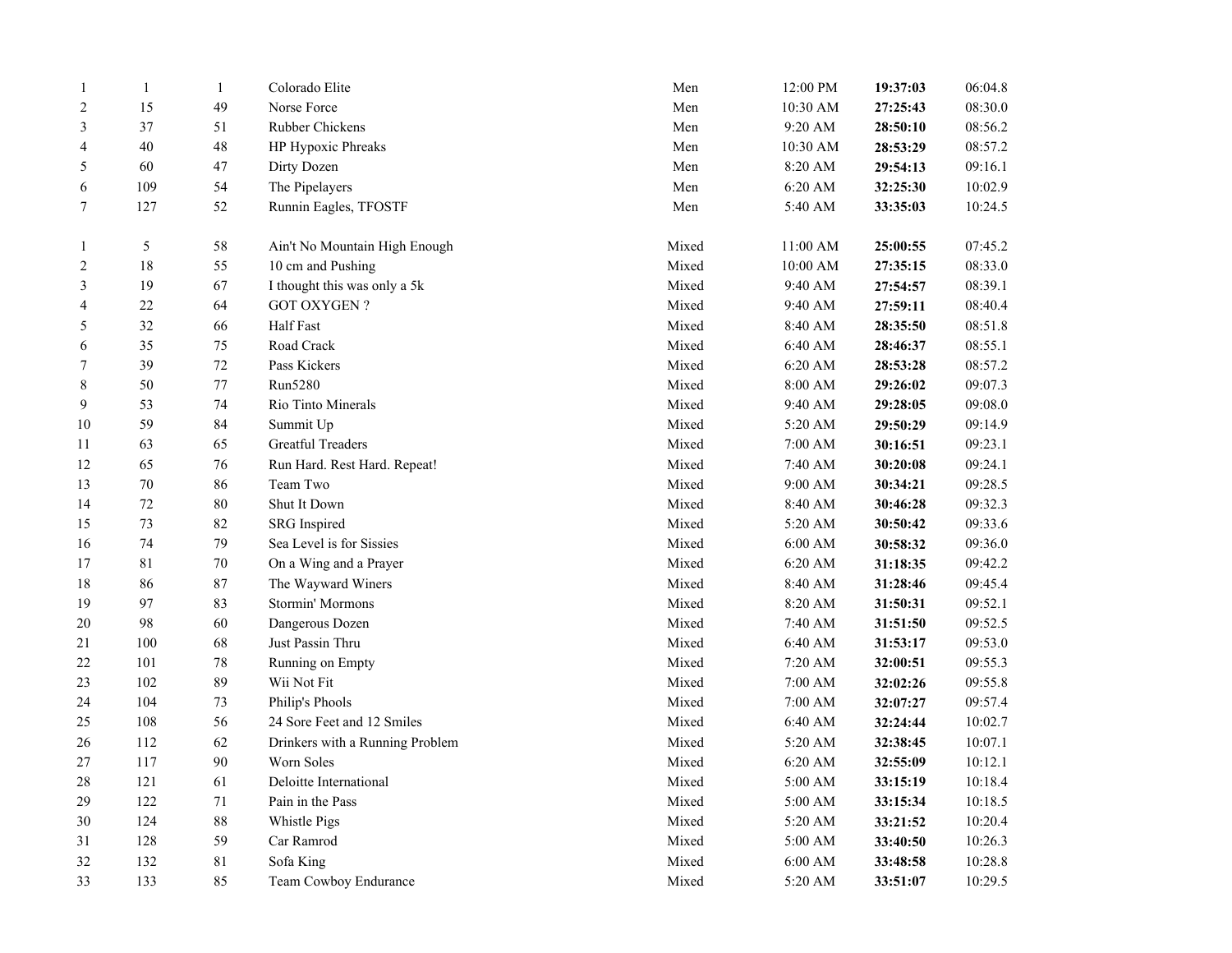| | | | | | | | |
|---|---|---|---|---|---|---|---|
| 1 | 1 | 1 | Colorado Elite | Men | 12:00 PM | **19:37:03** | 06:04.8 |
| 2 | 15 | 49 | Norse Force | Men | 10:30 AM | **27:25:43** | 08:30.0 |
| 3 | 37 | 51 | Rubber Chickens | Men | 9:20 AM | **28:50:10** | 08:56.2 |
| 4 | 40 | 48 | HP Hypoxic Phreaks | Men | 10:30 AM | **28:53:29** | 08:57.2 |
| 5 | 60 | 47 | Dirty Dozen | Men | 8:20 AM | **29:54:13** | 09:16.1 |
| 6 | 109 | 54 | The Pipelayers | Men | 6:20 AM | **32:25:30** | 10:02.9 |
| 7 | 127 | 52 | Runnin Eagles, TFOSTF | Men | 5:40 AM | **33:35:03** | 10:24.5 |

| | | | | | | | |
|---|---|---|---|---|---|---|---|
| 1 | 5 | 58 | Ain't No Mountain High Enough | Mixed | 11:00 AM | **25:00:55** | 07:45.2 |
| 2 | 18 | 55 | 10 cm and Pushing | Mixed | 10:00 AM | **27:35:15** | 08:33.0 |
| 3 | 19 | 67 | I thought this was only a 5k | Mixed | 9:40 AM | **27:54:57** | 08:39.1 |
| 4 | 22 | 64 | GOT OXYGEN ? | Mixed | 9:40 AM | **27:59:11** | 08:40.4 |
| 5 | 32 | 66 | Half Fast | Mixed | 8:40 AM | **28:35:50** | 08:51.8 |
| 6 | 35 | 75 | Road Crack | Mixed | 6:40 AM | **28:46:37** | 08:55.1 |
| 7 | 39 | 72 | Pass Kickers | Mixed | 6:20 AM | **28:53:28** | 08:57.2 |
| 8 | 50 | 77 | Run5280 | Mixed | 8:00 AM | **29:26:02** | 09:07.3 |
| 9 | 53 | 74 | Rio Tinto Minerals | Mixed | 9:40 AM | **29:28:05** | 09:08.0 |
| 10 | 59 | 84 | Summit Up | Mixed | 5:20 AM | **29:50:29** | 09:14.9 |
| 11 | 63 | 65 | Greatful Treaders | Mixed | 7:00 AM | **30:16:51** | 09:23.1 |
| 12 | 65 | 76 | Run Hard. Rest Hard. Repeat! | Mixed | 7:40 AM | **30:20:08** | 09:24.1 |
| 13 | 70 | 86 | Team Two | Mixed | 9:00 AM | **30:34:21** | 09:28.5 |
| 14 | 72 | 80 | Shut It Down | Mixed | 8:40 AM | **30:46:28** | 09:32.3 |
| 15 | 73 | 82 | SRG Inspired | Mixed | 5:20 AM | **30:50:42** | 09:33.6 |
| 16 | 74 | 79 | Sea Level is for Sissies | Mixed | 6:00 AM | **30:58:32** | 09:36.0 |
| 17 | 81 | 70 | On a Wing and a Prayer | Mixed | 6:20 AM | **31:18:35** | 09:42.2 |
| 18 | 86 | 87 | The Wayward Winers | Mixed | 8:40 AM | **31:28:46** | 09:45.4 |
| 19 | 97 | 83 | Stormin' Mormons | Mixed | 8:20 AM | **31:50:31** | 09:52.1 |
| 20 | 98 | 60 | Dangerous Dozen | Mixed | 7:40 AM | **31:51:50** | 09:52.5 |
| 21 | 100 | 68 | Just Passin Thru | Mixed | 6:40 AM | **31:53:17** | 09:53.0 |
| 22 | 101 | 78 | Running on Empty | Mixed | 7:20 AM | **32:00:51** | 09:55.3 |
| 23 | 102 | 89 | Wii Not Fit | Mixed | 7:00 AM | **32:02:26** | 09:55.8 |
| 24 | 104 | 73 | Philip's Phools | Mixed | 7:00 AM | **32:07:27** | 09:57.4 |
| 25 | 108 | 56 | 24 Sore Feet and 12 Smiles | Mixed | 6:40 AM | **32:24:44** | 10:02.7 |
| 26 | 112 | 62 | Drinkers with a Running Problem | Mixed | 5:20 AM | **32:38:45** | 10:07.1 |
| 27 | 117 | 90 | Worn Soles | Mixed | 6:20 AM | **32:55:09** | 10:12.1 |
| 28 | 121 | 61 | Deloitte International | Mixed | 5:00 AM | **33:15:19** | 10:18.4 |
| 29 | 122 | 71 | Pain in the Pass | Mixed | 5:00 AM | **33:15:34** | 10:18.5 |
| 30 | 124 | 88 | Whistle Pigs | Mixed | 5:20 AM | **33:21:52** | 10:20.4 |
| 31 | 128 | 59 | Car Ramrod | Mixed | 5:00 AM | **33:40:50** | 10:26.3 |
| 32 | 132 | 81 | Sofa King | Mixed | 6:00 AM | **33:48:58** | 10:28.8 |
| 33 | 133 | 85 | Team Cowboy Endurance | Mixed | 5:20 AM | **33:51:07** | 10:29.5 |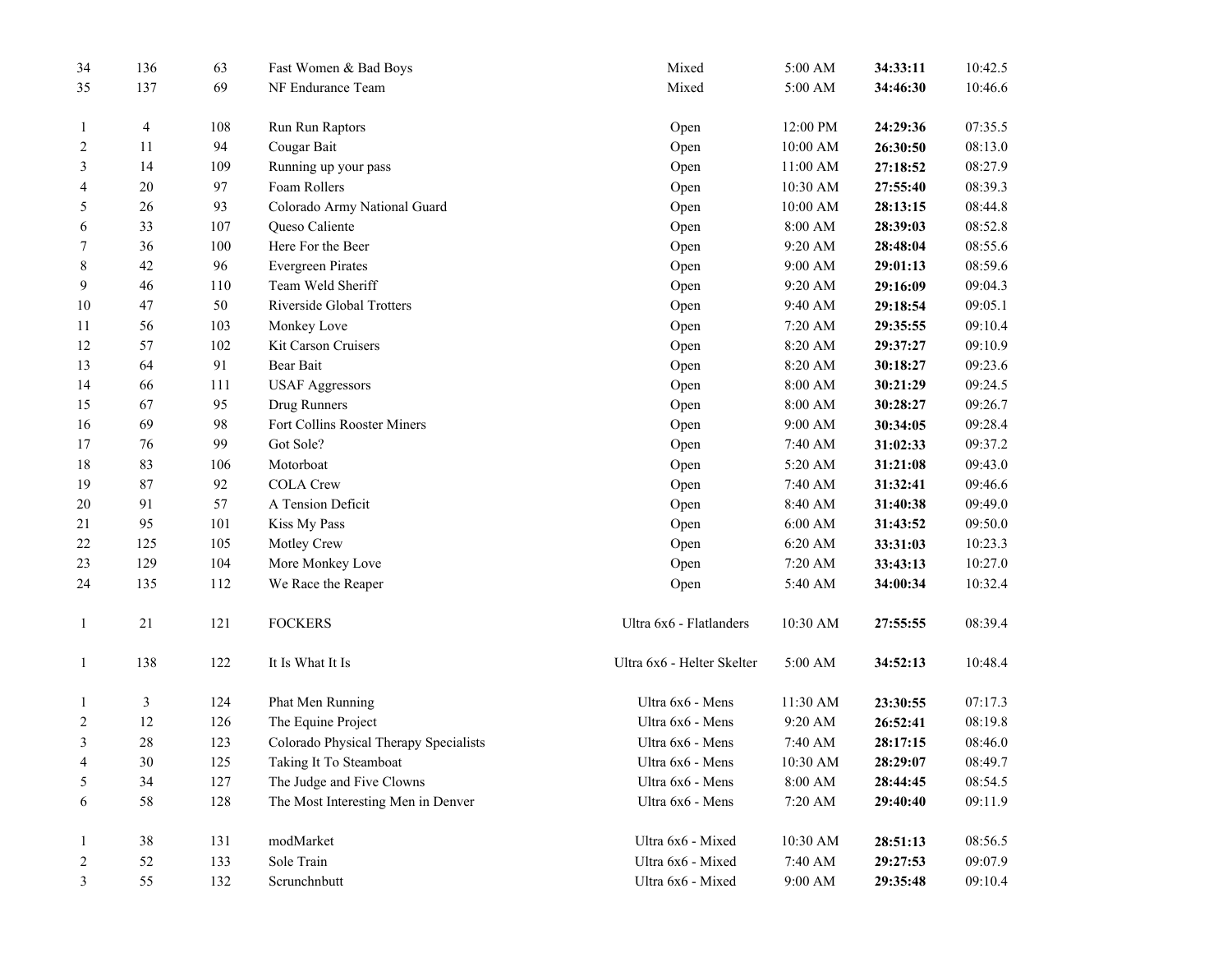| | | | | | | | |
|---|---|---|---|---|---|---|---|
| 34 | 136 | 63 | Fast Women & Bad Boys | Mixed | 5:00 AM | **34:33:11** | 10:42.5 |
| 35 | 137 | 69 | NF Endurance Team | Mixed | 5:00 AM | **34:46:30** | 10:46.6 |
| | | | | | | | |
| 1 | 4 | 108 | Run Run Raptors | Open | 12:00 PM | **24:29:36** | 07:35.5 |
| 2 | 11 | 94 | Cougar Bait | Open | 10:00 AM | **26:30:50** | 08:13.0 |
| 3 | 14 | 109 | Running up your pass | Open | 11:00 AM | **27:18:52** | 08:27.9 |
| 4 | 20 | 97 | Foam Rollers | Open | 10:30 AM | **27:55:40** | 08:39.3 |
| 5 | 26 | 93 | Colorado Army National Guard | Open | 10:00 AM | **28:13:15** | 08:44.8 |
| 6 | 33 | 107 | Queso Caliente | Open | 8:00 AM | **28:39:03** | 08:52.8 |
| 7 | 36 | 100 | Here For the Beer | Open | 9:20 AM | **28:48:04** | 08:55.6 |
| 8 | 42 | 96 | Evergreen Pirates | Open | 9:00 AM | **29:01:13** | 08:59.6 |
| 9 | 46 | 110 | Team Weld Sheriff | Open | 9:20 AM | **29:16:09** | 09:04.3 |
| 10 | 47 | 50 | Riverside Global Trotters | Open | 9:40 AM | **29:18:54** | 09:05.1 |
| 11 | 56 | 103 | Monkey Love | Open | 7:20 AM | **29:35:55** | 09:10.4 |
| 12 | 57 | 102 | Kit Carson Cruisers | Open | 8:20 AM | **29:37:27** | 09:10.9 |
| 13 | 64 | 91 | Bear Bait | Open | 8:20 AM | **30:18:27** | 09:23.6 |
| 14 | 66 | 111 | USAF Aggressors | Open | 8:00 AM | **30:21:29** | 09:24.5 |
| 15 | 67 | 95 | Drug Runners | Open | 8:00 AM | **30:28:27** | 09:26.7 |
| 16 | 69 | 98 | Fort Collins Rooster Miners | Open | 9:00 AM | **30:34:05** | 09:28.4 |
| 17 | 76 | 99 | Got Sole? | Open | 7:40 AM | **31:02:33** | 09:37.2 |
| 18 | 83 | 106 | Motorboat | Open | 5:20 AM | **31:21:08** | 09:43.0 |
| 19 | 87 | 92 | COLA Crew | Open | 7:40 AM | **31:32:41** | 09:46.6 |
| 20 | 91 | 57 | A Tension Deficit | Open | 8:40 AM | **31:40:38** | 09:49.0 |
| 21 | 95 | 101 | Kiss My Pass | Open | 6:00 AM | **31:43:52** | 09:50.0 |
| 22 | 125 | 105 | Motley Crew | Open | 6:20 AM | **33:31:03** | 10:23.3 |
| 23 | 129 | 104 | More Monkey Love | Open | 7:20 AM | **33:43:13** | 10:27.0 |
| 24 | 135 | 112 | We Race the Reaper | Open | 5:40 AM | **34:00:34** | 10:32.4 |
| | | | | | | | |
| 1 | 21 | 121 | FOCKERS | Ultra 6x6 - Flatlanders | 10:30 AM | **27:55:55** | 08:39.4 |
| | | | | | | | |
| 1 | 138 | 122 | It Is What It Is | Ultra 6x6 - Helter Skelter | 5:00 AM | **34:52:13** | 10:48.4 |
| | | | | | | | |
| 1 | 3 | 124 | Phat Men Running | Ultra 6x6 - Mens | 11:30 AM | **23:30:55** | 07:17.3 |
| 2 | 12 | 126 | The Equine Project | Ultra 6x6 - Mens | 9:20 AM | **26:52:41** | 08:19.8 |
| 3 | 28 | 123 | Colorado Physical Therapy Specialists | Ultra 6x6 - Mens | 7:40 AM | **28:17:15** | 08:46.0 |
| 4 | 30 | 125 | Taking It To Steamboat | Ultra 6x6 - Mens | 10:30 AM | **28:29:07** | 08:49.7 |
| 5 | 34 | 127 | The Judge and Five Clowns | Ultra 6x6 - Mens | 8:00 AM | **28:44:45** | 08:54.5 |
| 6 | 58 | 128 | The Most Interesting Men in Denver | Ultra 6x6 - Mens | 7:20 AM | **29:40:40** | 09:11.9 |
| | | | | | | | |
| 1 | 38 | 131 | modMarket | Ultra 6x6 - Mixed | 10:30 AM | **28:51:13** | 08:56.5 |
| 2 | 52 | 133 | Sole Train | Ultra 6x6 - Mixed | 7:40 AM | **29:27:53** | 09:07.9 |
| 3 | 55 | 132 | Scrunchnbutt | Ultra 6x6 - Mixed | 9:00 AM | **29:35:48** | 09:10.4 |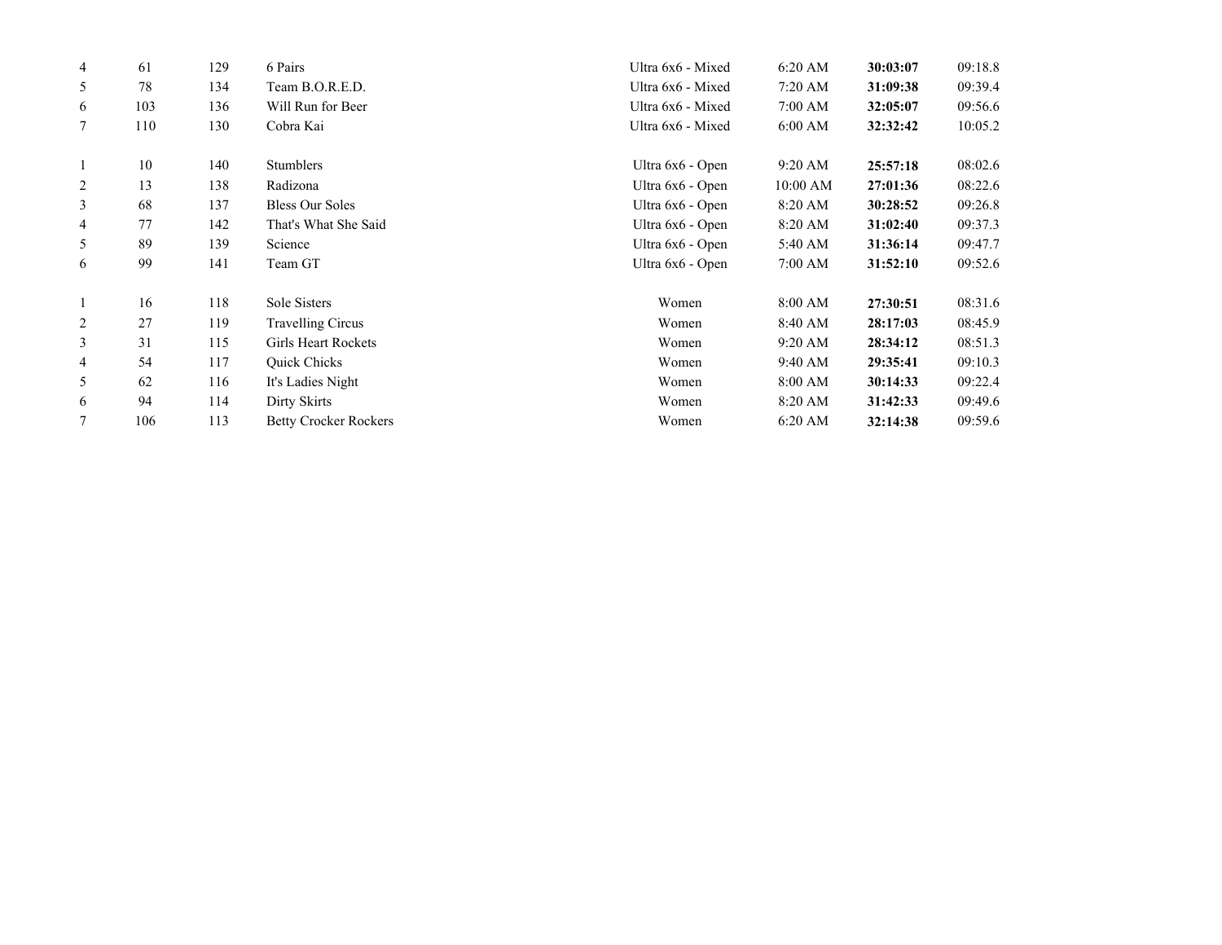| | | | | | | | |
|---|---|---|---|---|---|---|---|
| 4 | 61 | 129 | 6 Pairs | Ultra 6x6 - Mixed | 6:20 AM | **30:03:07** | 09:18.8 |
| 5 | 78 | 134 | Team B.O.R.E.D. | Ultra 6x6 - Mixed | 7:20 AM | **31:09:38** | 09:39.4 |
| 6 | 103 | 136 | Will Run for Beer | Ultra 6x6 - Mixed | 7:00 AM | **32:05:07** | 09:56.6 |
| 7 | 110 | 130 | Cobra Kai | Ultra 6x6 - Mixed | 6:00 AM | **32:32:42** | 10:05.2 |
| | | | | | | | |
| 1 | 10 | 140 | Stumblers | Ultra 6x6 - Open | 9:20 AM | **25:57:18** | 08:02.6 |
| 2 | 13 | 138 | Radizona | Ultra 6x6 - Open | 10:00 AM | **27:01:36** | 08:22.6 |
| 3 | 68 | 137 | Bless Our Soles | Ultra 6x6 - Open | 8:20 AM | **30:28:52** | 09:26.8 |
| 4 | 77 | 142 | That's What She Said | Ultra 6x6 - Open | 8:20 AM | **31:02:40** | 09:37.3 |
| 5 | 89 | 139 | Science | Ultra 6x6 - Open | 5:40 AM | **31:36:14** | 09:47.7 |
| 6 | 99 | 141 | Team GT | Ultra 6x6 - Open | 7:00 AM | **31:52:10** | 09:52.6 |
| | | | | | | | |
| 1 | 16 | 118 | Sole Sisters | Women | 8:00 AM | **27:30:51** | 08:31.6 |
| 2 | 27 | 119 | Travelling Circus | Women | 8:40 AM | **28:17:03** | 08:45.9 |
| 3 | 31 | 115 | Girls Heart Rockets | Women | 9:20 AM | **28:34:12** | 08:51.3 |
| 4 | 54 | 117 | Quick Chicks | Women | 9:40 AM | **29:35:41** | 09:10.3 |
| 5 | 62 | 116 | It's Ladies Night | Women | 8:00 AM | **30:14:33** | 09:22.4 |
| 6 | 94 | 114 | Dirty Skirts | Women | 8:20 AM | **31:42:33** | 09:49.6 |
| 7 | 106 | 113 | Betty Crocker Rockers | Women | 6:20 AM | **32:14:38** | 09:59.6 |